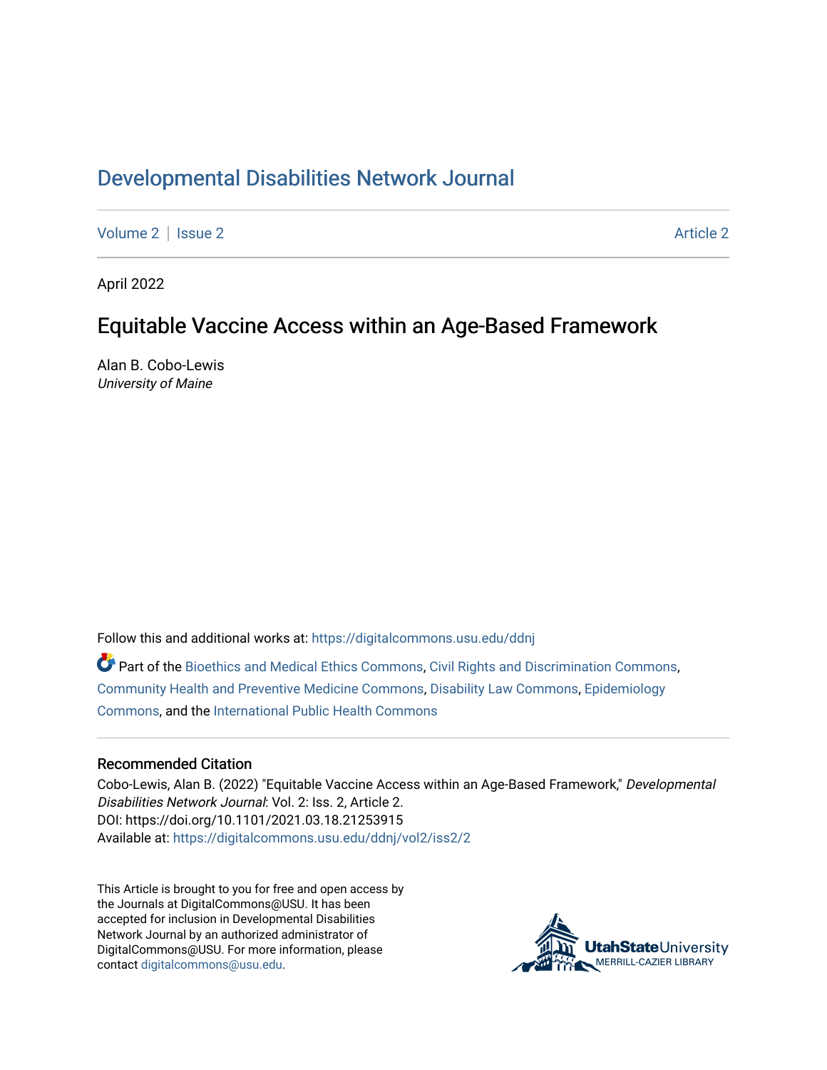# Developmental Disabilities Network Journal

Volume 2 | Issue 2 Article 2

April 2022

## Equitable Vaccine Access within an Age-Based Framework

Alan B. Cobo-Lewis
*University of Maine*

Follow this and additional works at: https://digitalcommons.usu.edu/ddnj

Part of the Bioethics and Medical Ethics Commons, Civil Rights and Discrimination Commons, Community Health and Preventive Medicine Commons, Disability Law Commons, Epidemiology Commons, and the International Public Health Commons

### Recommended Citation

Cobo-Lewis, Alan B. (2022) "Equitable Vaccine Access within an Age-Based Framework," *Developmental Disabilities Network Journal*: Vol. 2: Iss. 2, Article 2.
DOI: https://doi.org/10.1101/2021.03.18.21253915
Available at: https://digitalcommons.usu.edu/ddnj/vol2/iss2/2

This Article is brought to you for free and open access by the Journals at DigitalCommons@USU. It has been accepted for inclusion in Developmental Disabilities Network Journal by an authorized administrator of DigitalCommons@USU. For more information, please contact digitalcommons@usu.edu.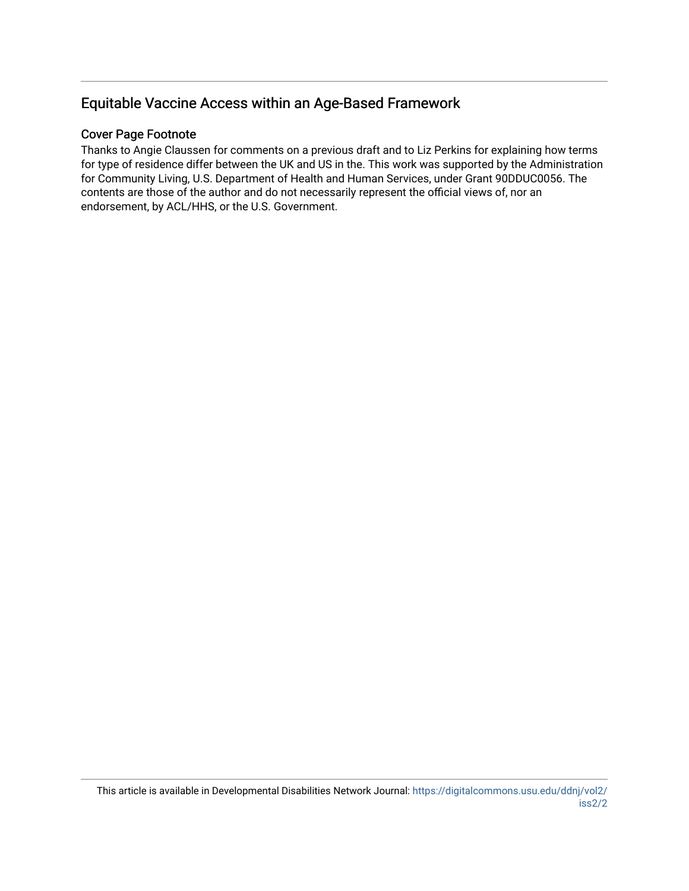## Equitable Vaccine Access within an Age-Based Framework

### Cover Page Footnote

Thanks to Angie Claussen for comments on a previous draft and to Liz Perkins for explaining how terms for type of residence differ between the UK and US in the. This work was supported by the Administration for Community Living, U.S. Department of Health and Human Services, under Grant 90DDUC0056. The contents are those of the author and do not necessarily represent the official views of, nor an endorsement, by ACL/HHS, or the U.S. Government.

This article is available in Developmental Disabilities Network Journal: https://digitalcommons.usu.edu/ddnj/vol2/iss2/2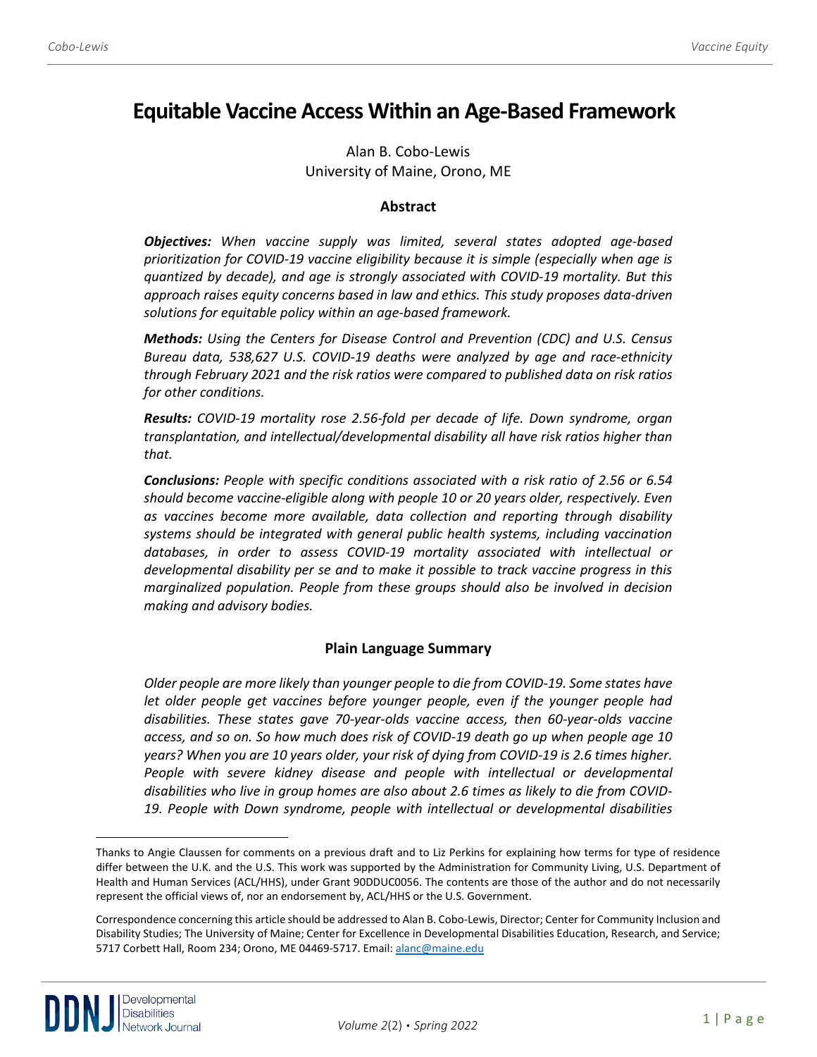# Equitable Vaccine Access Within an Age-Based Framework

Alan B. Cobo-Lewis
University of Maine, Orono, ME

### Abstract

***Objectives:*** *When vaccine supply was limited, several states adopted age-based prioritization for COVID-19 vaccine eligibility because it is simple (especially when age is quantized by decade), and age is strongly associated with COVID-19 mortality. But this approach raises equity concerns based in law and ethics. This study proposes data-driven solutions for equitable policy within an age-based framework.*

***Methods:*** *Using the Centers for Disease Control and Prevention (CDC) and U.S. Census Bureau data, 538,627 U.S. COVID-19 deaths were analyzed by age and race-ethnicity through February 2021 and the risk ratios were compared to published data on risk ratios for other conditions.*

***Results:*** *COVID-19 mortality rose 2.56-fold per decade of life. Down syndrome, organ transplantation, and intellectual/developmental disability all have risk ratios higher than that.*

***Conclusions:*** *People with specific conditions associated with a risk ratio of 2.56 or 6.54 should become vaccine-eligible along with people 10 or 20 years older, respectively. Even as vaccines become more available, data collection and reporting through disability systems should be integrated with general public health systems, including vaccination databases, in order to assess COVID-19 mortality associated with intellectual or developmental disability per se and to make it possible to track vaccine progress in this marginalized population. People from these groups should also be involved in decision making and advisory bodies.*

### Plain Language Summary

*Older people are more likely than younger people to die from COVID-19. Some states have let older people get vaccines before younger people, even if the younger people had disabilities. These states gave 70-year-olds vaccine access, then 60-year-olds vaccine access, and so on. So how much does risk of COVID-19 death go up when people age 10 years? When you are 10 years older, your risk of dying from COVID-19 is 2.6 times higher. People with severe kidney disease and people with intellectual or developmental disabilities who live in group homes are also about 2.6 times as likely to die from COVID-19. People with Down syndrome, people with intellectual or developmental disabilities*

---

Thanks to Angie Claussen for comments on a previous draft and to Liz Perkins for explaining how terms for type of residence differ between the U.K. and the U.S. This work was supported by the Administration for Community Living, U.S. Department of Health and Human Services (ACL/HHS), under Grant 90DDUC0056. The contents are those of the author and do not necessarily represent the official views of, nor an endorsement by, ACL/HHS or the U.S. Government.

Correspondence concerning this article should be addressed to Alan B. Cobo-Lewis, Director; Center for Community Inclusion and Disability Studies; The University of Maine; Center for Excellence in Developmental Disabilities Education, Research, and Service; 5717 Corbett Hall, Room 234; Orono, ME 04469-5717. Email: alanc@maine.edu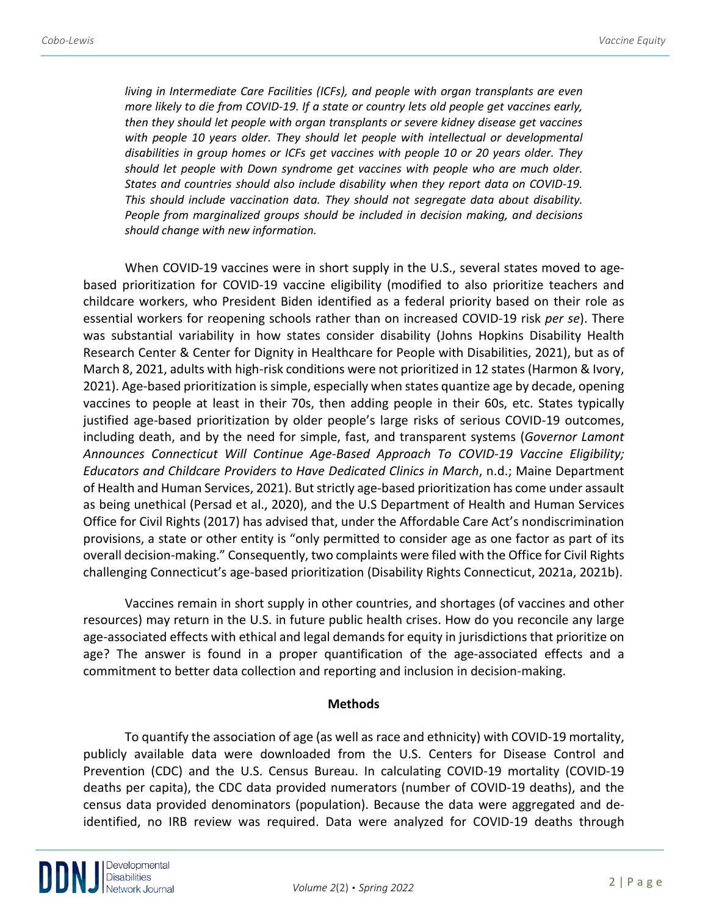*living in Intermediate Care Facilities (ICFs), and people with organ transplants are even more likely to die from COVID-19. If a state or country lets old people get vaccines early, then they should let people with organ transplants or severe kidney disease get vaccines with people 10 years older. They should let people with intellectual or developmental disabilities in group homes or ICFs get vaccines with people 10 or 20 years older. They should let people with Down syndrome get vaccines with people who are much older. States and countries should also include disability when they report data on COVID-19. This should include vaccination data. They should not segregate data about disability. People from marginalized groups should be included in decision making, and decisions should change with new information.*

When COVID-19 vaccines were in short supply in the U.S., several states moved to age-based prioritization for COVID-19 vaccine eligibility (modified to also prioritize teachers and childcare workers, who President Biden identified as a federal priority based on their role as essential workers for reopening schools rather than on increased COVID-19 risk *per se*). There was substantial variability in how states consider disability (Johns Hopkins Disability Health Research Center & Center for Dignity in Healthcare for People with Disabilities, 2021), but as of March 8, 2021, adults with high-risk conditions were not prioritized in 12 states (Harmon & Ivory, 2021). Age-based prioritization is simple, especially when states quantize age by decade, opening vaccines to people at least in their 70s, then adding people in their 60s, etc. States typically justified age-based prioritization by older people's large risks of serious COVID-19 outcomes, including death, and by the need for simple, fast, and transparent systems (*Governor Lamont Announces Connecticut Will Continue Age-Based Approach To COVID-19 Vaccine Eligibility; Educators and Childcare Providers to Have Dedicated Clinics in March*, n.d.; Maine Department of Health and Human Services, 2021). But strictly age-based prioritization has come under assault as being unethical (Persad et al., 2020), and the U.S Department of Health and Human Services Office for Civil Rights (2017) has advised that, under the Affordable Care Act's nondiscrimination provisions, a state or other entity is "only permitted to consider age as one factor as part of its overall decision-making." Consequently, two complaints were filed with the Office for Civil Rights challenging Connecticut's age-based prioritization (Disability Rights Connecticut, 2021a, 2021b).

Vaccines remain in short supply in other countries, and shortages (of vaccines and other resources) may return in the U.S. in future public health crises. How do you reconcile any large age-associated effects with ethical and legal demands for equity in jurisdictions that prioritize on age? The answer is found in a proper quantification of the age-associated effects and a commitment to better data collection and reporting and inclusion in decision-making.

## Methods

To quantify the association of age (as well as race and ethnicity) with COVID-19 mortality, publicly available data were downloaded from the U.S. Centers for Disease Control and Prevention (CDC) and the U.S. Census Bureau. In calculating COVID-19 mortality (COVID-19 deaths per capita), the CDC data provided numerators (number of COVID-19 deaths), and the census data provided denominators (population). Because the data were aggregated and de-identified, no IRB review was required. Data were analyzed for COVID-19 deaths through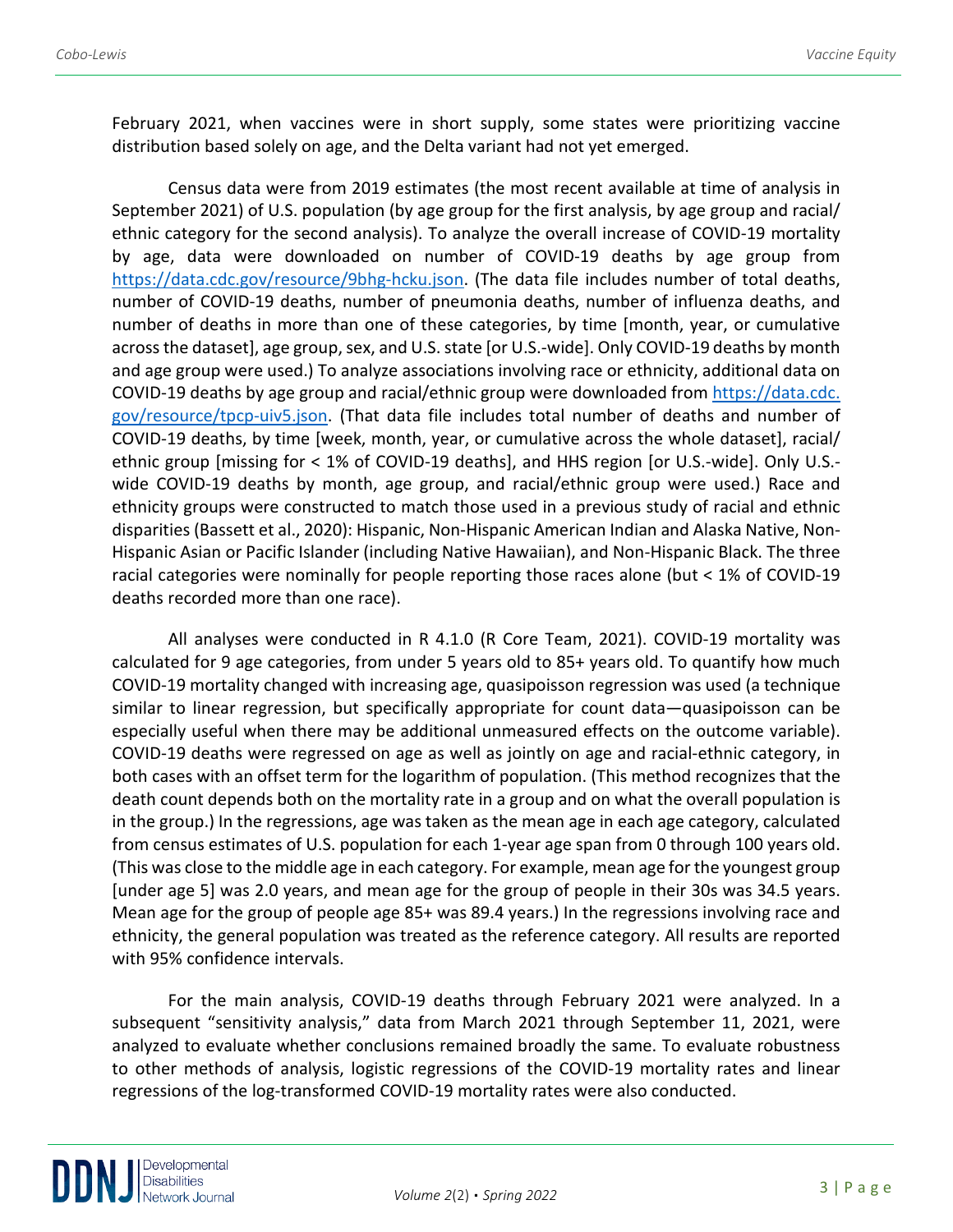February 2021, when vaccines were in short supply, some states were prioritizing vaccine distribution based solely on age, and the Delta variant had not yet emerged.

Census data were from 2019 estimates (the most recent available at time of analysis in September 2021) of U.S. population (by age group for the first analysis, by age group and racial/ethnic category for the second analysis). To analyze the overall increase of COVID-19 mortality by age, data were downloaded on number of COVID-19 deaths by age group from https://data.cdc.gov/resource/9bhg-hcku.json. (The data file includes number of total deaths, number of COVID-19 deaths, number of pneumonia deaths, number of influenza deaths, and number of deaths in more than one of these categories, by time [month, year, or cumulative across the dataset], age group, sex, and U.S. state [or U.S.-wide]. Only COVID-19 deaths by month and age group were used.) To analyze associations involving race or ethnicity, additional data on COVID-19 deaths by age group and racial/ethnic group were downloaded from https://data.cdc.gov/resource/tpcp-uiv5.json. (That data file includes total number of deaths and number of COVID-19 deaths, by time [week, month, year, or cumulative across the whole dataset], racial/ethnic group [missing for < 1% of COVID-19 deaths], and HHS region [or U.S.-wide]. Only U.S.-wide COVID-19 deaths by month, age group, and racial/ethnic group were used.) Race and ethnicity groups were constructed to match those used in a previous study of racial and ethnic disparities (Bassett et al., 2020): Hispanic, Non-Hispanic American Indian and Alaska Native, Non-Hispanic Asian or Pacific Islander (including Native Hawaiian), and Non-Hispanic Black. The three racial categories were nominally for people reporting those races alone (but < 1% of COVID-19 deaths recorded more than one race).

All analyses were conducted in R 4.1.0 (R Core Team, 2021). COVID-19 mortality was calculated for 9 age categories, from under 5 years old to 85+ years old. To quantify how much COVID-19 mortality changed with increasing age, quasipoisson regression was used (a technique similar to linear regression, but specifically appropriate for count data—quasipoisson can be especially useful when there may be additional unmeasured effects on the outcome variable). COVID-19 deaths were regressed on age as well as jointly on age and racial-ethnic category, in both cases with an offset term for the logarithm of population. (This method recognizes that the death count depends both on the mortality rate in a group and on what the overall population is in the group.) In the regressions, age was taken as the mean age in each age category, calculated from census estimates of U.S. population for each 1-year age span from 0 through 100 years old. (This was close to the middle age in each category. For example, mean age for the youngest group [under age 5] was 2.0 years, and mean age for the group of people in their 30s was 34.5 years. Mean age for the group of people age 85+ was 89.4 years.) In the regressions involving race and ethnicity, the general population was treated as the reference category. All results are reported with 95% confidence intervals.

For the main analysis, COVID-19 deaths through February 2021 were analyzed. In a subsequent "sensitivity analysis," data from March 2021 through September 11, 2021, were analyzed to evaluate whether conclusions remained broadly the same. To evaluate robustness to other methods of analysis, logistic regressions of the COVID-19 mortality rates and linear regressions of the log-transformed COVID-19 mortality rates were also conducted.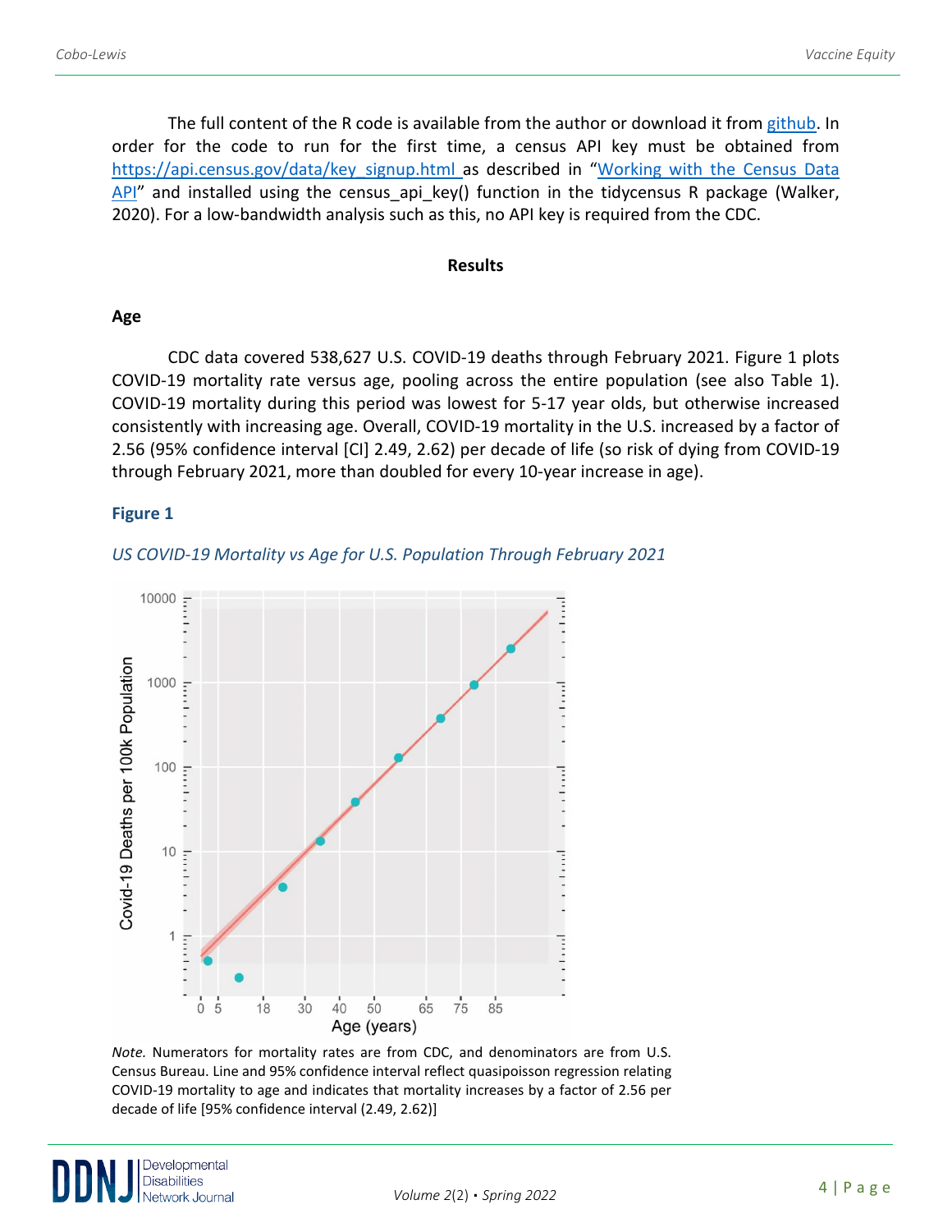The full content of the R code is available from the author or download it from [github](). In order for the code to run for the first time, a census API key must be obtained from [https://api.census.gov/data/key_signup.html]() as described in "[Working with the Census Data API]()" and installed using the census_api_key() function in the tidycensus R package (Walker, 2020). For a low-bandwidth analysis such as this, no API key is required from the CDC.

## Results

### Age

CDC data covered 538,627 U.S. COVID-19 deaths through February 2021. Figure 1 plots COVID-19 mortality rate versus age, pooling across the entire population (see also Table 1). COVID-19 mortality during this period was lowest for 5-17 year olds, but otherwise increased consistently with increasing age. Overall, COVID-19 mortality in the U.S. increased by a factor of 2.56 (95% confidence interval [CI] 2.49, 2.62) per decade of life (so risk of dying from COVID-19 through February 2021, more than doubled for every 10-year increase in age).

**Figure 1**

*US COVID-19 Mortality vs Age for U.S. Population Through February 2021*

*Note.* Numerators for mortality rates are from CDC, and denominators are from U.S. Census Bureau. Line and 95% confidence interval reflect quasipoisson regression relating COVID-19 mortality to age and indicates that mortality increases by a factor of 2.56 per decade of life [95% confidence interval (2.49, 2.62)]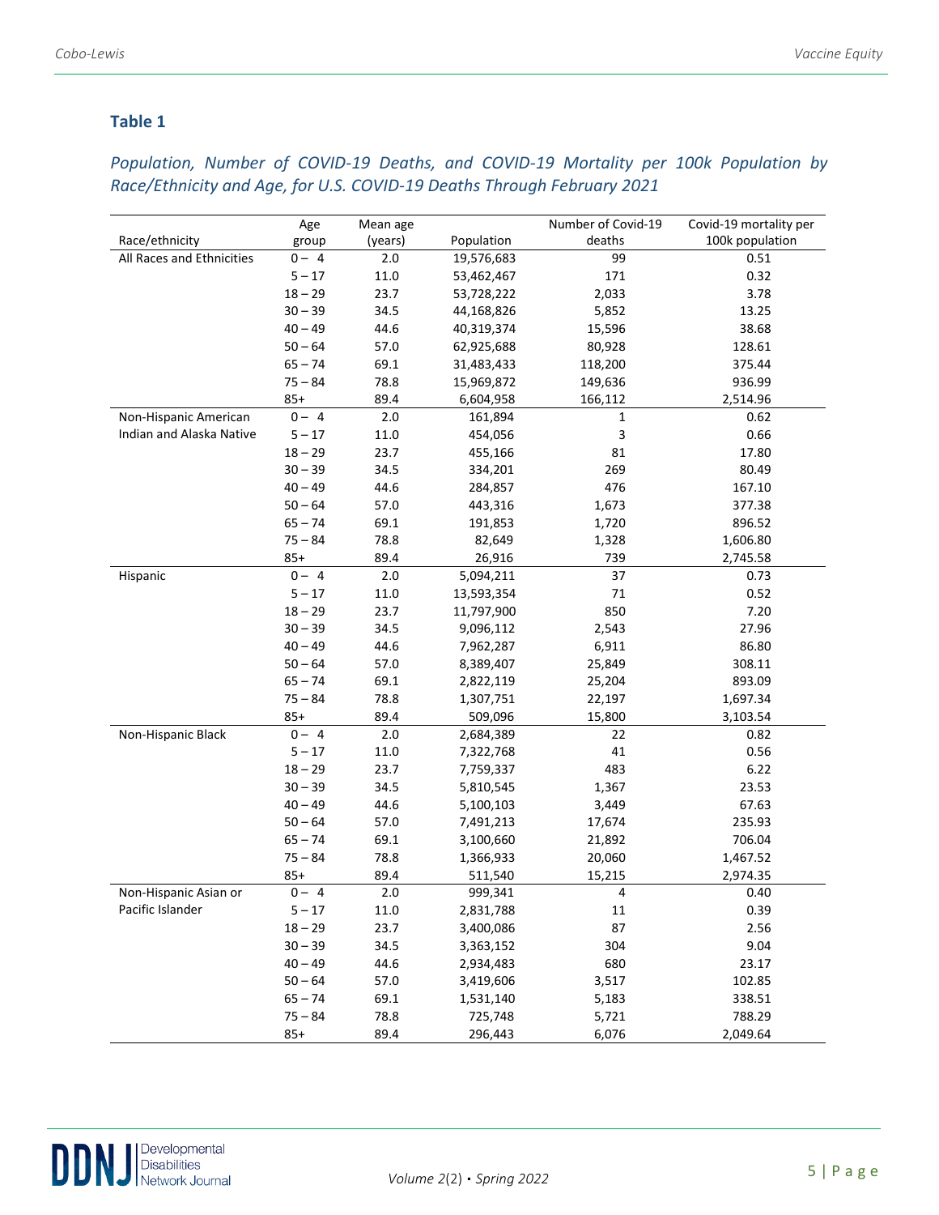### Table 1

*Population, Number of COVID-19 Deaths, and COVID-19 Mortality per 100k Population by Race/Ethnicity and Age, for U.S. COVID-19 Deaths Through February 2021*

| Race/ethnicity | Age group | Mean age (years) | Population | Number of Covid-19 deaths | Covid-19 mortality per 100k population |
|---|---|---|---|---|---|
| All Races and Ethnicities | 0 – 4 | 2.0 | 19,576,683 | 99 | 0.51 |
| | 5 – 17 | 11.0 | 53,462,467 | 171 | 0.32 |
| | 18 – 29 | 23.7 | 53,728,222 | 2,033 | 3.78 |
| | 30 – 39 | 34.5 | 44,168,826 | 5,852 | 13.25 |
| | 40 – 49 | 44.6 | 40,319,374 | 15,596 | 38.68 |
| | 50 – 64 | 57.0 | 62,925,688 | 80,928 | 128.61 |
| | 65 – 74 | 69.1 | 31,483,433 | 118,200 | 375.44 |
| | 75 – 84 | 78.8 | 15,969,872 | 149,636 | 936.99 |
| | 85+ | 89.4 | 6,604,958 | 166,112 | 2,514.96 |
| Non-Hispanic American Indian and Alaska Native | 0 – 4 | 2.0 | 161,894 | 1 | 0.62 |
| | 5 – 17 | 11.0 | 454,056 | 3 | 0.66 |
| | 18 – 29 | 23.7 | 455,166 | 81 | 17.80 |
| | 30 – 39 | 34.5 | 334,201 | 269 | 80.49 |
| | 40 – 49 | 44.6 | 284,857 | 476 | 167.10 |
| | 50 – 64 | 57.0 | 443,316 | 1,673 | 377.38 |
| | 65 – 74 | 69.1 | 191,853 | 1,720 | 896.52 |
| | 75 – 84 | 78.8 | 82,649 | 1,328 | 1,606.80 |
| | 85+ | 89.4 | 26,916 | 739 | 2,745.58 |
| Hispanic | 0 – 4 | 2.0 | 5,094,211 | 37 | 0.73 |
| | 5 – 17 | 11.0 | 13,593,354 | 71 | 0.52 |
| | 18 – 29 | 23.7 | 11,797,900 | 850 | 7.20 |
| | 30 – 39 | 34.5 | 9,096,112 | 2,543 | 27.96 |
| | 40 – 49 | 44.6 | 7,962,287 | 6,911 | 86.80 |
| | 50 – 64 | 57.0 | 8,389,407 | 25,849 | 308.11 |
| | 65 – 74 | 69.1 | 2,822,119 | 25,204 | 893.09 |
| | 75 – 84 | 78.8 | 1,307,751 | 22,197 | 1,697.34 |
| | 85+ | 89.4 | 509,096 | 15,800 | 3,103.54 |
| Non-Hispanic Black | 0 – 4 | 2.0 | 2,684,389 | 22 | 0.82 |
| | 5 – 17 | 11.0 | 7,322,768 | 41 | 0.56 |
| | 18 – 29 | 23.7 | 7,759,337 | 483 | 6.22 |
| | 30 – 39 | 34.5 | 5,810,545 | 1,367 | 23.53 |
| | 40 – 49 | 44.6 | 5,100,103 | 3,449 | 67.63 |
| | 50 – 64 | 57.0 | 7,491,213 | 17,674 | 235.93 |
| | 65 – 74 | 69.1 | 3,100,660 | 21,892 | 706.04 |
| | 75 – 84 | 78.8 | 1,366,933 | 20,060 | 1,467.52 |
| | 85+ | 89.4 | 511,540 | 15,215 | 2,974.35 |
| Non-Hispanic Asian or Pacific Islander | 0 – 4 | 2.0 | 999,341 | 4 | 0.40 |
| | 5 – 17 | 11.0 | 2,831,788 | 11 | 0.39 |
| | 18 – 29 | 23.7 | 3,400,086 | 87 | 2.56 |
| | 30 – 39 | 34.5 | 3,363,152 | 304 | 9.04 |
| | 40 – 49 | 44.6 | 2,934,483 | 680 | 23.17 |
| | 50 – 64 | 57.0 | 3,419,606 | 3,517 | 102.85 |
| | 65 – 74 | 69.1 | 1,531,140 | 5,183 | 338.51 |
| | 75 – 84 | 78.8 | 725,748 | 5,721 | 788.29 |
| | 85+ | 89.4 | 296,443 | 6,076 | 2,049.64 |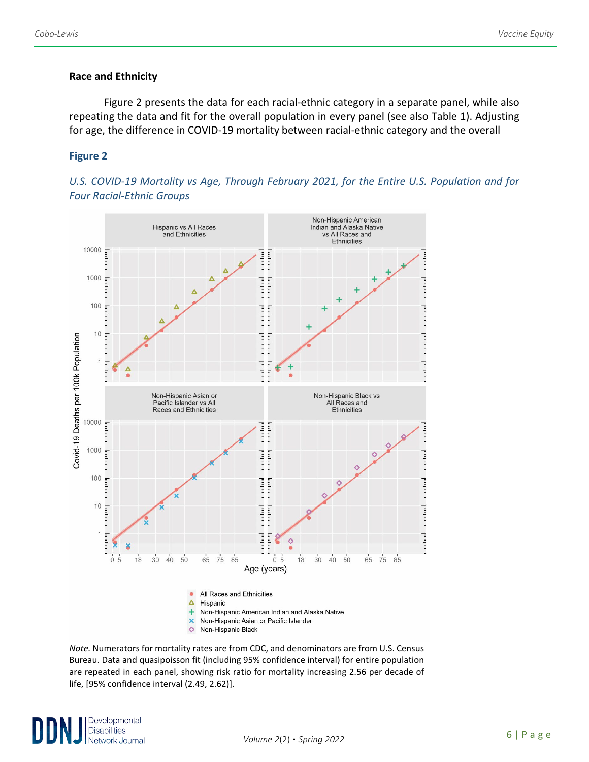### Race and Ethnicity

Figure 2 presents the data for each racial-ethnic category in a separate panel, while also repeating the data and fit for the overall population in every panel (see also Table 1). Adjusting for age, the difference in COVID-19 mortality between racial-ethnic category and the overall

**Figure 2**

*U.S. COVID-19 Mortality vs Age, Through February 2021, for the Entire U.S. Population and for Four Racial-Ethnic Groups*

*Note.* Numerators for mortality rates are from CDC, and denominators are from U.S. Census Bureau. Data and quasipoisson fit (including 95% confidence interval) for entire population are repeated in each panel, showing risk ratio for mortality increasing 2.56 per decade of life, [95% confidence interval (2.49, 2.62)].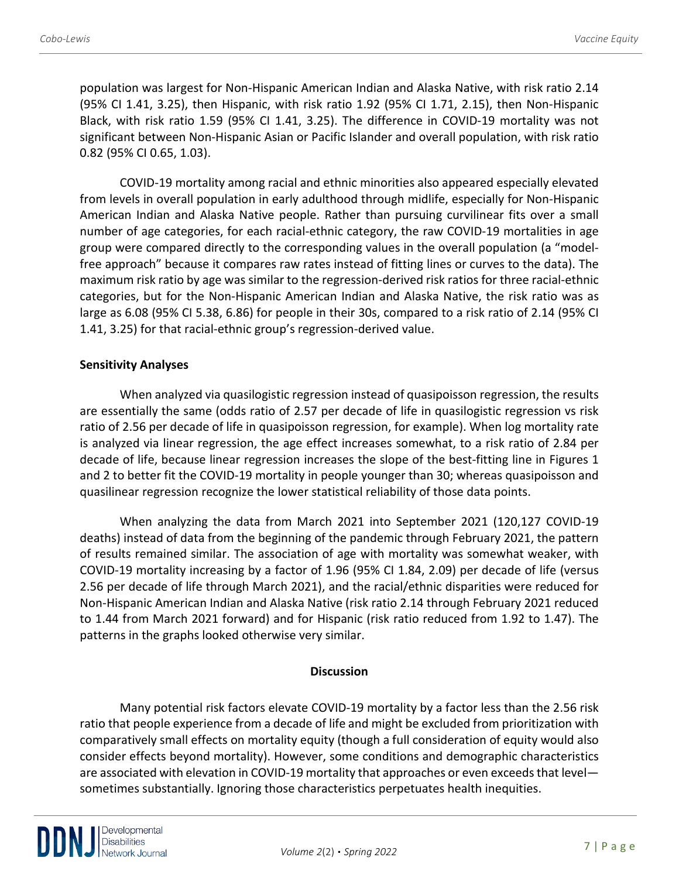population was largest for Non-Hispanic American Indian and Alaska Native, with risk ratio 2.14 (95% CI 1.41, 3.25), then Hispanic, with risk ratio 1.92 (95% CI 1.71, 2.15), then Non-Hispanic Black, with risk ratio 1.59 (95% CI 1.41, 3.25). The difference in COVID-19 mortality was not significant between Non-Hispanic Asian or Pacific Islander and overall population, with risk ratio 0.82 (95% CI 0.65, 1.03).

COVID-19 mortality among racial and ethnic minorities also appeared especially elevated from levels in overall population in early adulthood through midlife, especially for Non-Hispanic American Indian and Alaska Native people. Rather than pursuing curvilinear fits over a small number of age categories, for each racial-ethnic category, the raw COVID-19 mortalities in age group were compared directly to the corresponding values in the overall population (a "model-free approach" because it compares raw rates instead of fitting lines or curves to the data). The maximum risk ratio by age was similar to the regression-derived risk ratios for three racial-ethnic categories, but for the Non-Hispanic American Indian and Alaska Native, the risk ratio was as large as 6.08 (95% CI 5.38, 6.86) for people in their 30s, compared to a risk ratio of 2.14 (95% CI 1.41, 3.25) for that racial-ethnic group's regression-derived value.

### Sensitivity Analyses

When analyzed via quasilogistic regression instead of quasipoisson regression, the results are essentially the same (odds ratio of 2.57 per decade of life in quasilogistic regression vs risk ratio of 2.56 per decade of life in quasipoisson regression, for example). When log mortality rate is analyzed via linear regression, the age effect increases somewhat, to a risk ratio of 2.84 per decade of life, because linear regression increases the slope of the best-fitting line in Figures 1 and 2 to better fit the COVID-19 mortality in people younger than 30; whereas quasipoisson and quasilinear regression recognize the lower statistical reliability of those data points.

When analyzing the data from March 2021 into September 2021 (120,127 COVID-19 deaths) instead of data from the beginning of the pandemic through February 2021, the pattern of results remained similar. The association of age with mortality was somewhat weaker, with COVID-19 mortality increasing by a factor of 1.96 (95% CI 1.84, 2.09) per decade of life (versus 2.56 per decade of life through March 2021), and the racial/ethnic disparities were reduced for Non-Hispanic American Indian and Alaska Native (risk ratio 2.14 through February 2021 reduced to 1.44 from March 2021 forward) and for Hispanic (risk ratio reduced from 1.92 to 1.47). The patterns in the graphs looked otherwise very similar.

## Discussion

Many potential risk factors elevate COVID-19 mortality by a factor less than the 2.56 risk ratio that people experience from a decade of life and might be excluded from prioritization with comparatively small effects on mortality equity (though a full consideration of equity would also consider effects beyond mortality). However, some conditions and demographic characteristics are associated with elevation in COVID-19 mortality that approaches or even exceeds that level—sometimes substantially. Ignoring those characteristics perpetuates health inequities.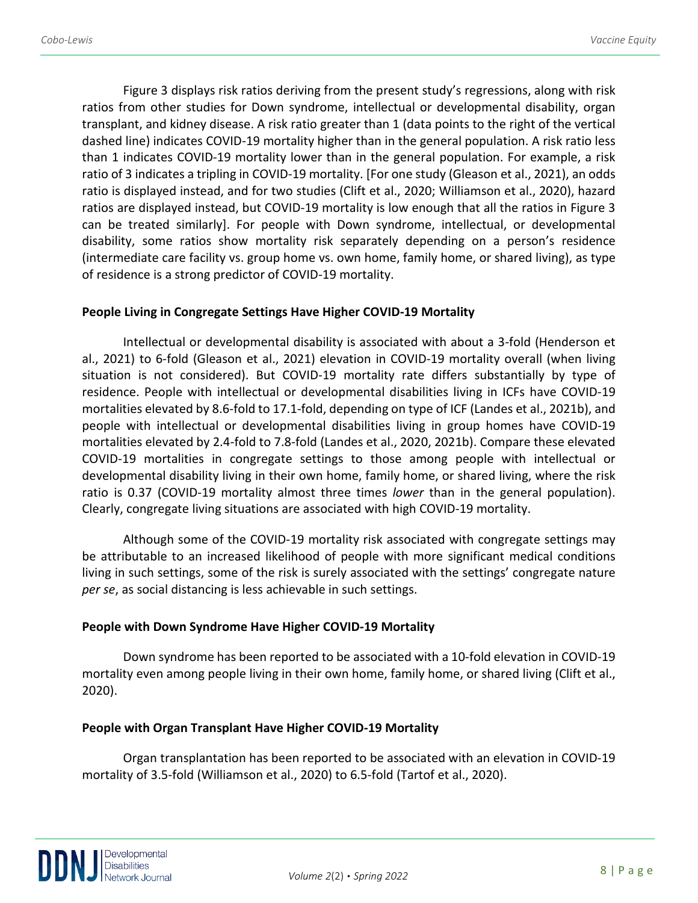Figure 3 displays risk ratios deriving from the present study's regressions, along with risk ratios from other studies for Down syndrome, intellectual or developmental disability, organ transplant, and kidney disease. A risk ratio greater than 1 (data points to the right of the vertical dashed line) indicates COVID-19 mortality higher than in the general population. A risk ratio less than 1 indicates COVID-19 mortality lower than in the general population. For example, a risk ratio of 3 indicates a tripling in COVID-19 mortality. [For one study (Gleason et al., 2021), an odds ratio is displayed instead, and for two studies (Clift et al., 2020; Williamson et al., 2020), hazard ratios are displayed instead, but COVID-19 mortality is low enough that all the ratios in Figure 3 can be treated similarly]. For people with Down syndrome, intellectual, or developmental disability, some ratios show mortality risk separately depending on a person's residence (intermediate care facility vs. group home vs. own home, family home, or shared living), as type of residence is a strong predictor of COVID-19 mortality.

**People Living in Congregate Settings Have Higher COVID-19 Mortality**

Intellectual or developmental disability is associated with about a 3-fold (Henderson et al., 2021) to 6-fold (Gleason et al., 2021) elevation in COVID-19 mortality overall (when living situation is not considered). But COVID-19 mortality rate differs substantially by type of residence. People with intellectual or developmental disabilities living in ICFs have COVID-19 mortalities elevated by 8.6-fold to 17.1-fold, depending on type of ICF (Landes et al., 2021b), and people with intellectual or developmental disabilities living in group homes have COVID-19 mortalities elevated by 2.4-fold to 7.8-fold (Landes et al., 2020, 2021b). Compare these elevated COVID-19 mortalities in congregate settings to those among people with intellectual or developmental disability living in their own home, family home, or shared living, where the risk ratio is 0.37 (COVID-19 mortality almost three times *lower* than in the general population). Clearly, congregate living situations are associated with high COVID-19 mortality.

Although some of the COVID-19 mortality risk associated with congregate settings may be attributable to an increased likelihood of people with more significant medical conditions living in such settings, some of the risk is surely associated with the settings' congregate nature *per se*, as social distancing is less achievable in such settings.

**People with Down Syndrome Have Higher COVID-19 Mortality**

Down syndrome has been reported to be associated with a 10-fold elevation in COVID-19 mortality even among people living in their own home, family home, or shared living (Clift et al., 2020).

**People with Organ Transplant Have Higher COVID-19 Mortality**

Organ transplantation has been reported to be associated with an elevation in COVID-19 mortality of 3.5-fold (Williamson et al., 2020) to 6.5-fold (Tartof et al., 2020).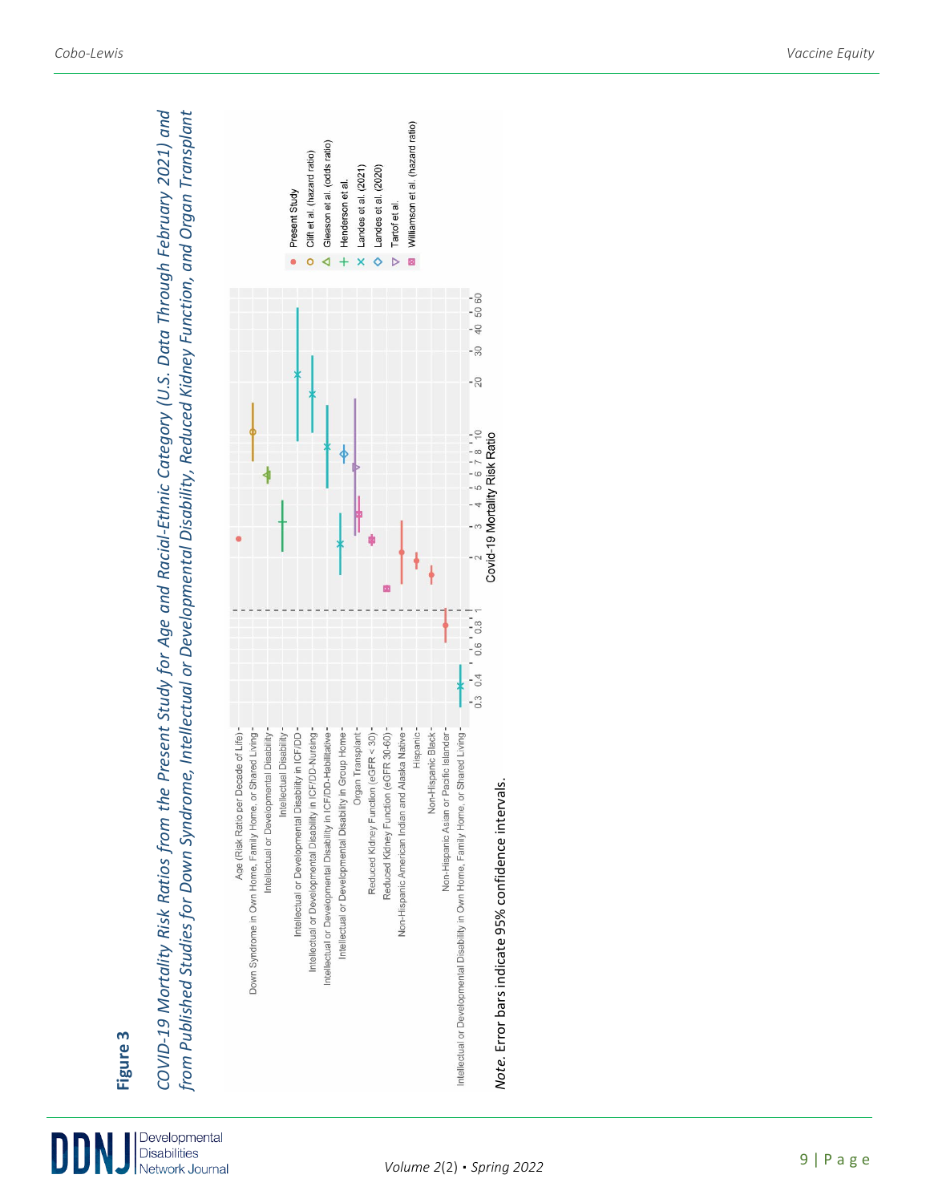**Figure 3**

*COVID-19 Mortality Risk Ratios from the Present Study for Age and Racial-Ethnic Category (U.S. Data Through February 2021) and from Published Studies for Down Syndrome, Intellectual or Developmental Disability, Reduced Kidney Function, and Organ Transplant*

*Note.* Error bars indicate 95% confidence intervals.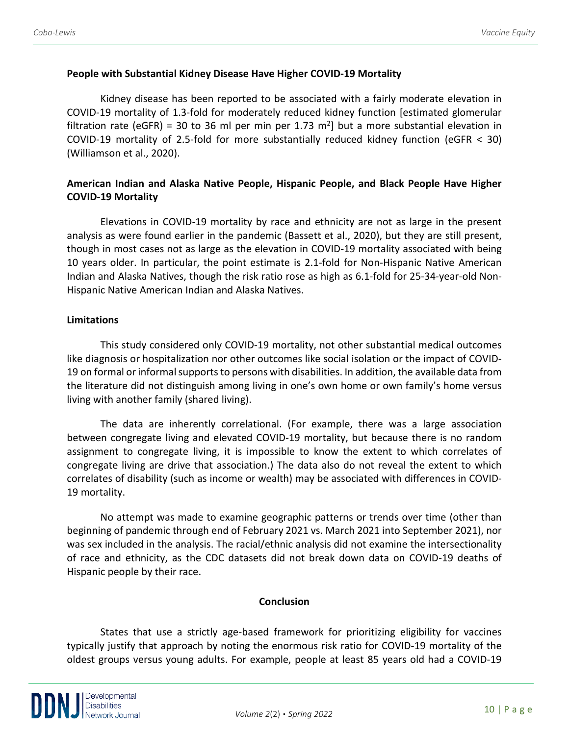**People with Substantial Kidney Disease Have Higher COVID-19 Mortality**

Kidney disease has been reported to be associated with a fairly moderate elevation in COVID-19 mortality of 1.3-fold for moderately reduced kidney function [estimated glomerular filtration rate (eGFR) = 30 to 36 ml per min per 1.73 $m^2$] but a more substantial elevation in COVID-19 mortality of 2.5-fold for more substantially reduced kidney function (eGFR < 30) (Williamson et al., 2020).

**American Indian and Alaska Native People, Hispanic People, and Black People Have Higher COVID-19 Mortality**

Elevations in COVID-19 mortality by race and ethnicity are not as large in the present analysis as were found earlier in the pandemic (Bassett et al., 2020), but they are still present, though in most cases not as large as the elevation in COVID-19 mortality associated with being 10 years older. In particular, the point estimate is 2.1-fold for Non-Hispanic Native American Indian and Alaska Natives, though the risk ratio rose as high as 6.1-fold for 25-34-year-old Non-Hispanic Native American Indian and Alaska Natives.

**Limitations**

This study considered only COVID-19 mortality, not other substantial medical outcomes like diagnosis or hospitalization nor other outcomes like social isolation or the impact of COVID-19 on formal or informal supports to persons with disabilities. In addition, the available data from the literature did not distinguish among living in one's own home or own family's home versus living with another family (shared living).

The data are inherently correlational. (For example, there was a large association between congregate living and elevated COVID-19 mortality, but because there is no random assignment to congregate living, it is impossible to know the extent to which correlates of congregate living are drive that association.) The data also do not reveal the extent to which correlates of disability (such as income or wealth) may be associated with differences in COVID-19 mortality.

No attempt was made to examine geographic patterns or trends over time (other than beginning of pandemic through end of February 2021 vs. March 2021 into September 2021), nor was sex included in the analysis. The racial/ethnic analysis did not examine the intersectionality of race and ethnicity, as the CDC datasets did not break down data on COVID-19 deaths of Hispanic people by their race.

## Conclusion

States that use a strictly age-based framework for prioritizing eligibility for vaccines typically justify that approach by noting the enormous risk ratio for COVID-19 mortality of the oldest groups versus young adults. For example, people at least 85 years old had a COVID-19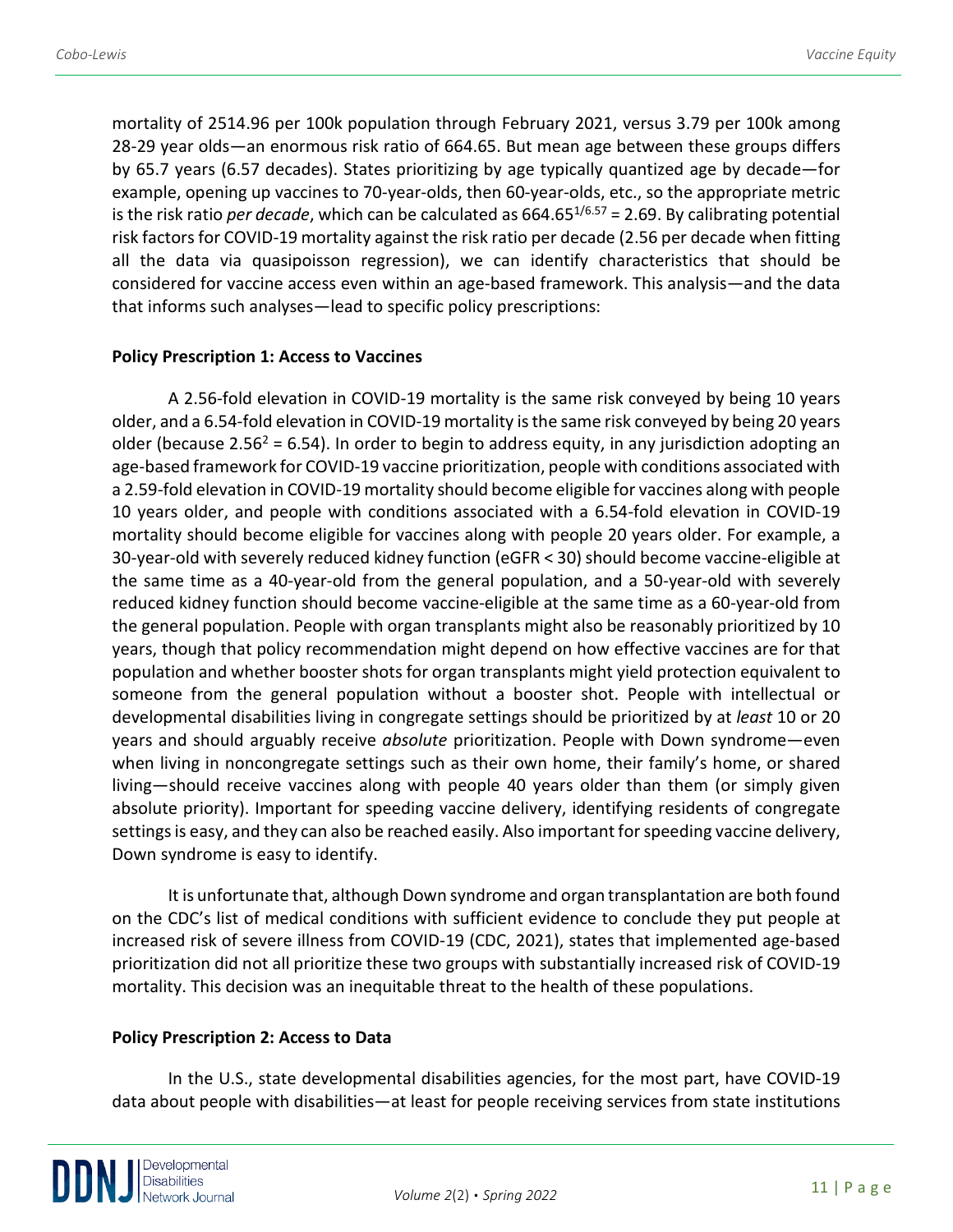mortality of 2514.96 per 100k population through February 2021, versus 3.79 per 100k among 28-29 year olds—an enormous risk ratio of 664.65. But mean age between these groups differs by 65.7 years (6.57 decades). States prioritizing by age typically quantized age by decade—for example, opening up vaccines to 70-year-olds, then 60-year-olds, etc., so the appropriate metric is the risk ratio *per decade*, which can be calculated as $664.65^{1/6.57} = 2.69$. By calibrating potential risk factors for COVID-19 mortality against the risk ratio per decade (2.56 per decade when fitting all the data via quasipoisson regression), we can identify characteristics that should be considered for vaccine access even within an age-based framework. This analysis—and the data that informs such analyses—lead to specific policy prescriptions:

**Policy Prescription 1: Access to Vaccines**

A 2.56-fold elevation in COVID-19 mortality is the same risk conveyed by being 10 years older, and a 6.54-fold elevation in COVID-19 mortality is the same risk conveyed by being 20 years older (because $2.56^2 = 6.54$). In order to begin to address equity, in any jurisdiction adopting an age-based framework for COVID-19 vaccine prioritization, people with conditions associated with a 2.59-fold elevation in COVID-19 mortality should become eligible for vaccines along with people 10 years older, and people with conditions associated with a 6.54-fold elevation in COVID-19 mortality should become eligible for vaccines along with people 20 years older. For example, a 30-year-old with severely reduced kidney function (eGFR < 30) should become vaccine-eligible at the same time as a 40-year-old from the general population, and a 50-year-old with severely reduced kidney function should become vaccine-eligible at the same time as a 60-year-old from the general population. People with organ transplants might also be reasonably prioritized by 10 years, though that policy recommendation might depend on how effective vaccines are for that population and whether booster shots for organ transplants might yield protection equivalent to someone from the general population without a booster shot. People with intellectual or developmental disabilities living in congregate settings should be prioritized by at *least* 10 or 20 years and should arguably receive *absolute* prioritization. People with Down syndrome—even when living in noncongregate settings such as their own home, their family's home, or shared living—should receive vaccines along with people 40 years older than them (or simply given absolute priority). Important for speeding vaccine delivery, identifying residents of congregate settings is easy, and they can also be reached easily. Also important for speeding vaccine delivery, Down syndrome is easy to identify.

It is unfortunate that, although Down syndrome and organ transplantation are both found on the CDC's list of medical conditions with sufficient evidence to conclude they put people at increased risk of severe illness from COVID-19 (CDC, 2021), states that implemented age-based prioritization did not all prioritize these two groups with substantially increased risk of COVID-19 mortality. This decision was an inequitable threat to the health of these populations.

**Policy Prescription 2: Access to Data**

In the U.S., state developmental disabilities agencies, for the most part, have COVID-19 data about people with disabilities—at least for people receiving services from state institutions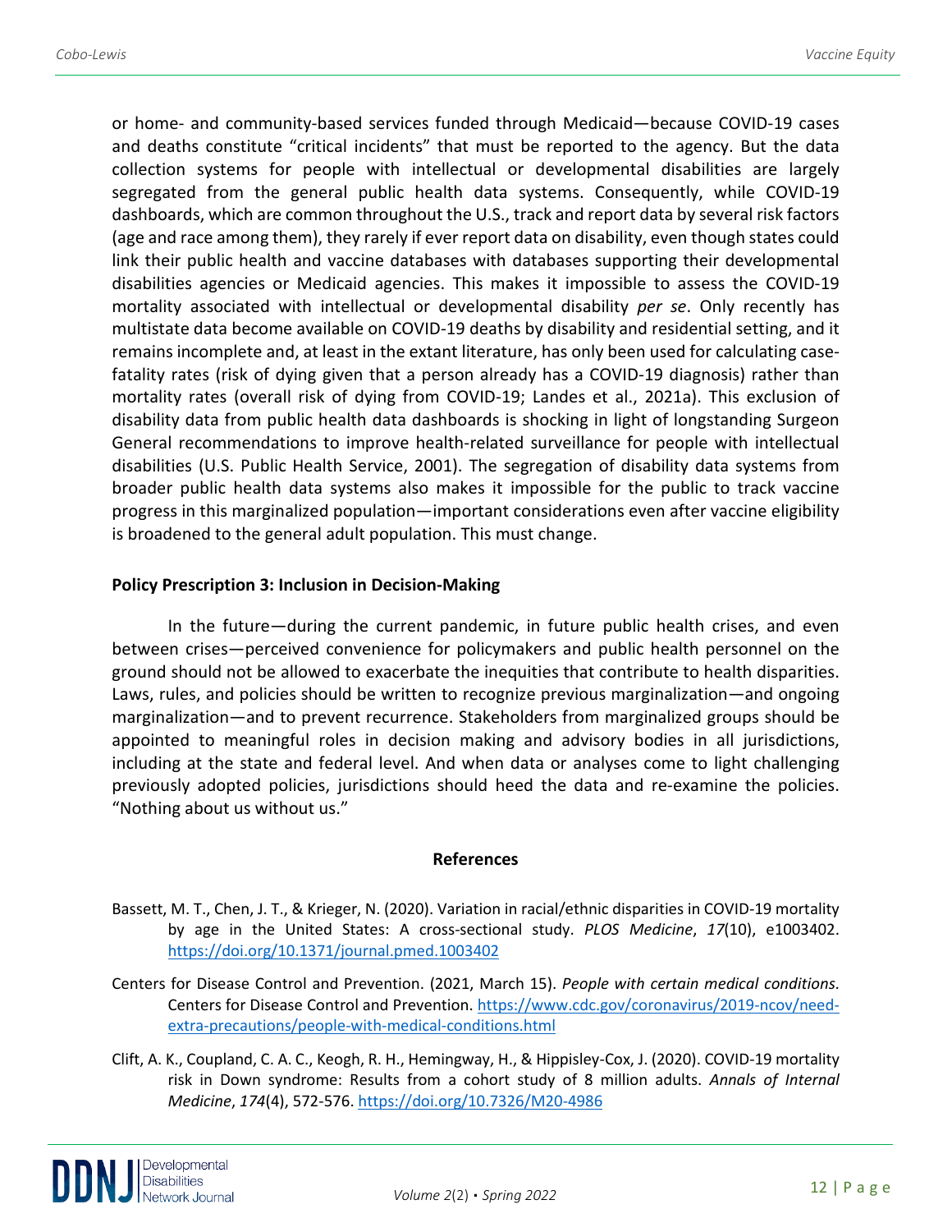or home- and community-based services funded through Medicaid—because COVID-19 cases and deaths constitute "critical incidents" that must be reported to the agency. But the data collection systems for people with intellectual or developmental disabilities are largely segregated from the general public health data systems. Consequently, while COVID-19 dashboards, which are common throughout the U.S., track and report data by several risk factors (age and race among them), they rarely if ever report data on disability, even though states could link their public health and vaccine databases with databases supporting their developmental disabilities agencies or Medicaid agencies. This makes it impossible to assess the COVID-19 mortality associated with intellectual or developmental disability *per se*. Only recently has multistate data become available on COVID-19 deaths by disability and residential setting, and it remains incomplete and, at least in the extant literature, has only been used for calculating case-fatality rates (risk of dying given that a person already has a COVID-19 diagnosis) rather than mortality rates (overall risk of dying from COVID-19; Landes et al., 2021a). This exclusion of disability data from public health data dashboards is shocking in light of longstanding Surgeon General recommendations to improve health-related surveillance for people with intellectual disabilities (U.S. Public Health Service, 2001). The segregation of disability data systems from broader public health data systems also makes it impossible for the public to track vaccine progress in this marginalized population—important considerations even after vaccine eligibility is broadened to the general adult population. This must change.

### Policy Prescription 3: Inclusion in Decision-Making

In the future—during the current pandemic, in future public health crises, and even between crises—perceived convenience for policymakers and public health personnel on the ground should not be allowed to exacerbate the inequities that contribute to health disparities. Laws, rules, and policies should be written to recognize previous marginalization—and ongoing marginalization—and to prevent recurrence. Stakeholders from marginalized groups should be appointed to meaningful roles in decision making and advisory bodies in all jurisdictions, including at the state and federal level. And when data or analyses come to light challenging previously adopted policies, jurisdictions should heed the data and re-examine the policies. "Nothing about us without us."

## References

Bassett, M. T., Chen, J. T., & Krieger, N. (2020). Variation in racial/ethnic disparities in COVID-19 mortality by age in the United States: A cross-sectional study. *PLOS Medicine*, *17*(10), e1003402. https://doi.org/10.1371/journal.pmed.1003402

Centers for Disease Control and Prevention. (2021, March 15). *People with certain medical conditions*. Centers for Disease Control and Prevention. https://www.cdc.gov/coronavirus/2019-ncov/need-extra-precautions/people-with-medical-conditions.html

Clift, A. K., Coupland, C. A. C., Keogh, R. H., Hemingway, H., & Hippisley-Cox, J. (2020). COVID-19 mortality risk in Down syndrome: Results from a cohort study of 8 million adults. *Annals of Internal Medicine*, *174*(4), 572-576. https://doi.org/10.7326/M20-4986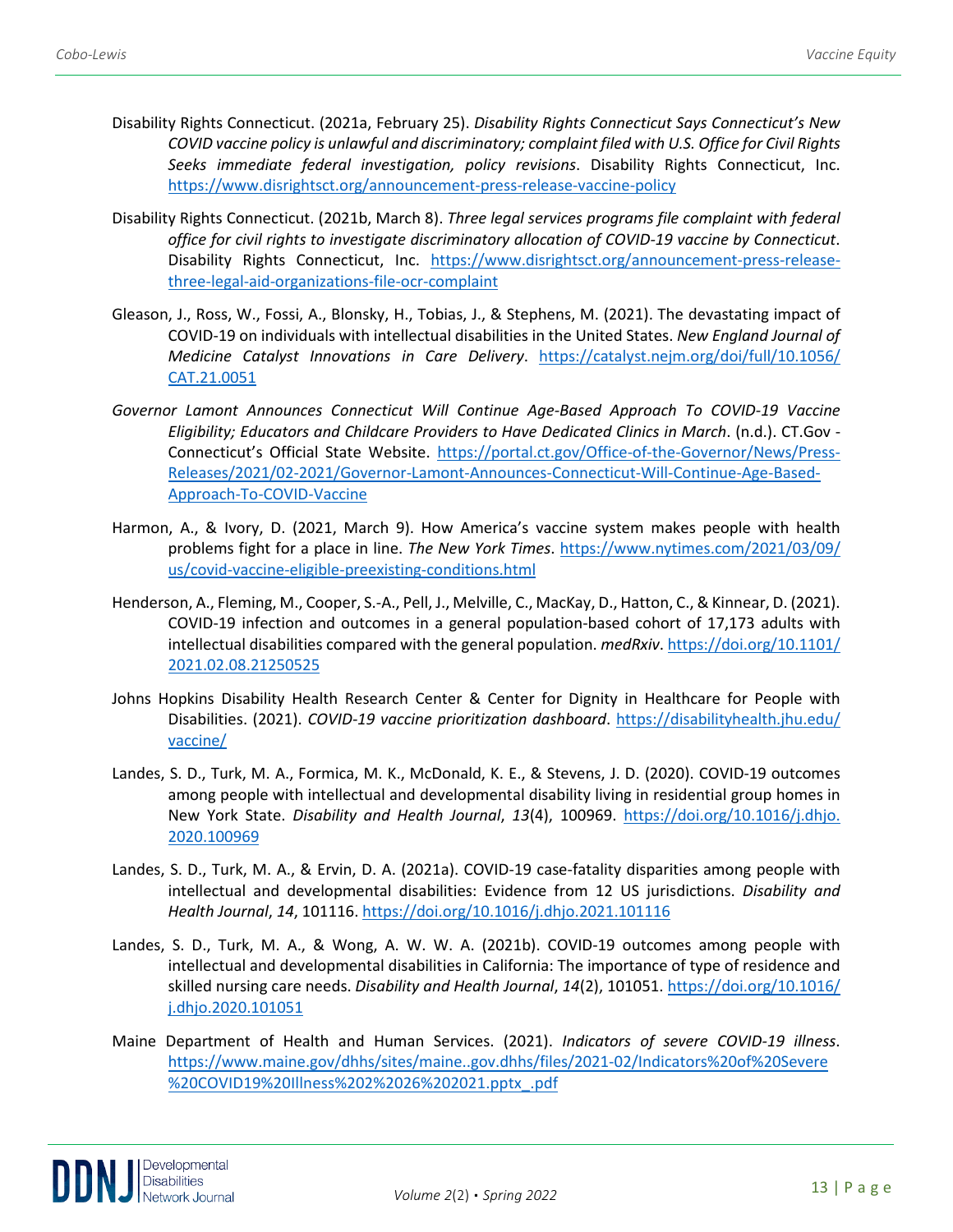Disability Rights Connecticut. (2021a, February 25). *Disability Rights Connecticut Says Connecticut's New COVID vaccine policy is unlawful and discriminatory; complaint filed with U.S. Office for Civil Rights Seeks immediate federal investigation, policy revisions*. Disability Rights Connecticut, Inc. https://www.disrightsct.org/announcement-press-release-vaccine-policy

Disability Rights Connecticut. (2021b, March 8). *Three legal services programs file complaint with federal office for civil rights to investigate discriminatory allocation of COVID-19 vaccine by Connecticut*. Disability Rights Connecticut, Inc. https://www.disrightsct.org/announcement-press-release-three-legal-aid-organizations-file-ocr-complaint

Gleason, J., Ross, W., Fossi, A., Blonsky, H., Tobias, J., & Stephens, M. (2021). The devastating impact of COVID-19 on individuals with intellectual disabilities in the United States. *New England Journal of Medicine Catalyst Innovations in Care Delivery*. https://catalyst.nejm.org/doi/full/10.1056/CAT.21.0051

*Governor Lamont Announces Connecticut Will Continue Age-Based Approach To COVID-19 Vaccine Eligibility; Educators and Childcare Providers to Have Dedicated Clinics in March*. (n.d.). CT.Gov - Connecticut's Official State Website. https://portal.ct.gov/Office-of-the-Governor/News/Press-Releases/2021/02-2021/Governor-Lamont-Announces-Connecticut-Will-Continue-Age-Based-Approach-To-COVID-Vaccine

Harmon, A., & Ivory, D. (2021, March 9). How America's vaccine system makes people with health problems fight for a place in line. *The New York Times*. https://www.nytimes.com/2021/03/09/us/covid-vaccine-eligible-preexisting-conditions.html

Henderson, A., Fleming, M., Cooper, S.-A., Pell, J., Melville, C., MacKay, D., Hatton, C., & Kinnear, D. (2021). COVID-19 infection and outcomes in a general population-based cohort of 17,173 adults with intellectual disabilities compared with the general population. *medRxiv*. https://doi.org/10.1101/2021.02.08.21250525

Johns Hopkins Disability Health Research Center & Center for Dignity in Healthcare for People with Disabilities. (2021). *COVID-19 vaccine prioritization dashboard*. https://disabilityhealth.jhu.edu/vaccine/

Landes, S. D., Turk, M. A., Formica, M. K., McDonald, K. E., & Stevens, J. D. (2020). COVID-19 outcomes among people with intellectual and developmental disability living in residential group homes in New York State. *Disability and Health Journal*, *13*(4), 100969. https://doi.org/10.1016/j.dhjo.2020.100969

Landes, S. D., Turk, M. A., & Ervin, D. A. (2021a). COVID-19 case-fatality disparities among people with intellectual and developmental disabilities: Evidence from 12 US jurisdictions. *Disability and Health Journal*, *14*, 101116. https://doi.org/10.1016/j.dhjo.2021.101116

Landes, S. D., Turk, M. A., & Wong, A. W. W. A. (2021b). COVID-19 outcomes among people with intellectual and developmental disabilities in California: The importance of type of residence and skilled nursing care needs. *Disability and Health Journal*, *14*(2), 101051. https://doi.org/10.1016/j.dhjo.2020.101051

Maine Department of Health and Human Services. (2021). *Indicators of severe COVID-19 illness*. https://www.maine.gov/dhhs/sites/maine..gov.dhhs/files/2021-02/Indicators%20of%20Severe%20COVID19%20Illness%202%2026%202021.pptx_.pdf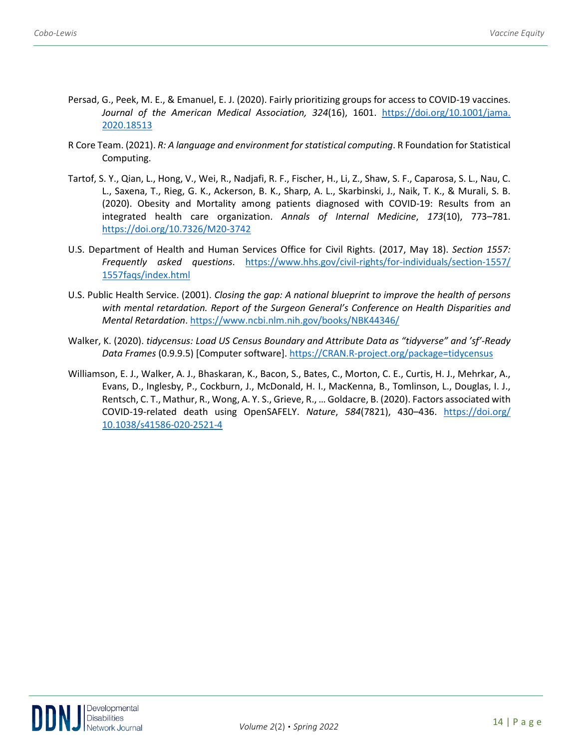Persad, G., Peek, M. E., & Emanuel, E. J. (2020). Fairly prioritizing groups for access to COVID-19 vaccines. *Journal of the American Medical Association, 324*(16), 1601. https://doi.org/10.1001/jama.2020.18513

R Core Team. (2021). *R: A language and environment for statistical computing*. R Foundation for Statistical Computing.

Tartof, S. Y., Qian, L., Hong, V., Wei, R., Nadjafi, R. F., Fischer, H., Li, Z., Shaw, S. F., Caparosa, S. L., Nau, C. L., Saxena, T., Rieg, G. K., Ackerson, B. K., Sharp, A. L., Skarbinski, J., Naik, T. K., & Murali, S. B. (2020). Obesity and Mortality among patients diagnosed with COVID-19: Results from an integrated health care organization. *Annals of Internal Medicine*, *173*(10), 773–781. https://doi.org/10.7326/M20-3742

U.S. Department of Health and Human Services Office for Civil Rights. (2017, May 18). *Section 1557: Frequently asked questions*. https://www.hhs.gov/civil-rights/for-individuals/section-1557/1557faqs/index.html

U.S. Public Health Service. (2001). *Closing the gap: A national blueprint to improve the health of persons with mental retardation. Report of the Surgeon General's Conference on Health Disparities and Mental Retardation*. https://www.ncbi.nlm.nih.gov/books/NBK44346/

Walker, K. (2020). *tidycensus: Load US Census Boundary and Attribute Data as "tidyverse" and 'sf'-Ready Data Frames* (0.9.9.5) [Computer software]. https://CRAN.R-project.org/package=tidycensus

Williamson, E. J., Walker, A. J., Bhaskaran, K., Bacon, S., Bates, C., Morton, C. E., Curtis, H. J., Mehrkar, A., Evans, D., Inglesby, P., Cockburn, J., McDonald, H. I., MacKenna, B., Tomlinson, L., Douglas, I. J., Rentsch, C. T., Mathur, R., Wong, A. Y. S., Grieve, R., … Goldacre, B. (2020). Factors associated with COVID-19-related death using OpenSAFELY. *Nature*, *584*(7821), 430–436. https://doi.org/10.1038/s41586-020-2521-4